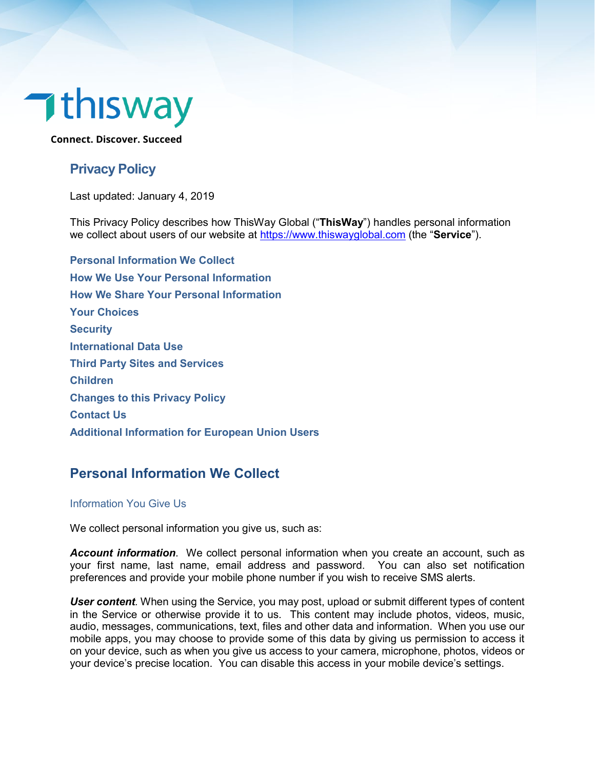thisway

**Connect. Discover. Succeed**

# Privacy Policy

Last updated: January 4, 2019

This Privacy Policy describes how ThisWay Global ("**ThisWay**") handles personal information we collect about users of our website at https://www.thiswayglobal.com (the "**Service**").

- Personal Information We Collect
- How We Use Your Personal Information
- How We Share Your Personal Information
- Your Choices
- Security
- International Data Use
- Third Party Sites and Services
- Children
- Changes to this Privacy Policy
- Contact Us
- Additional Information for European Union Users

## Personal Information We Collect

### Information You Give Us

We collect personal information you give us, such as:

***Account information***. We collect personal information when you create an account, such as your first name, last name, email address and password. You can also set notification preferences and provide your mobile phone number if you wish to receive SMS alerts.

***User content***. When using the Service, you may post, upload or submit different types of content in the Service or otherwise provide it to us. This content may include photos, videos, music, audio, messages, communications, text, files and other data and information. When you use our mobile apps, you may choose to provide some of this data by giving us permission to access it on your device, such as when you give us access to your camera, microphone, photos, videos or your device's precise location. You can disable this access in your mobile device's settings.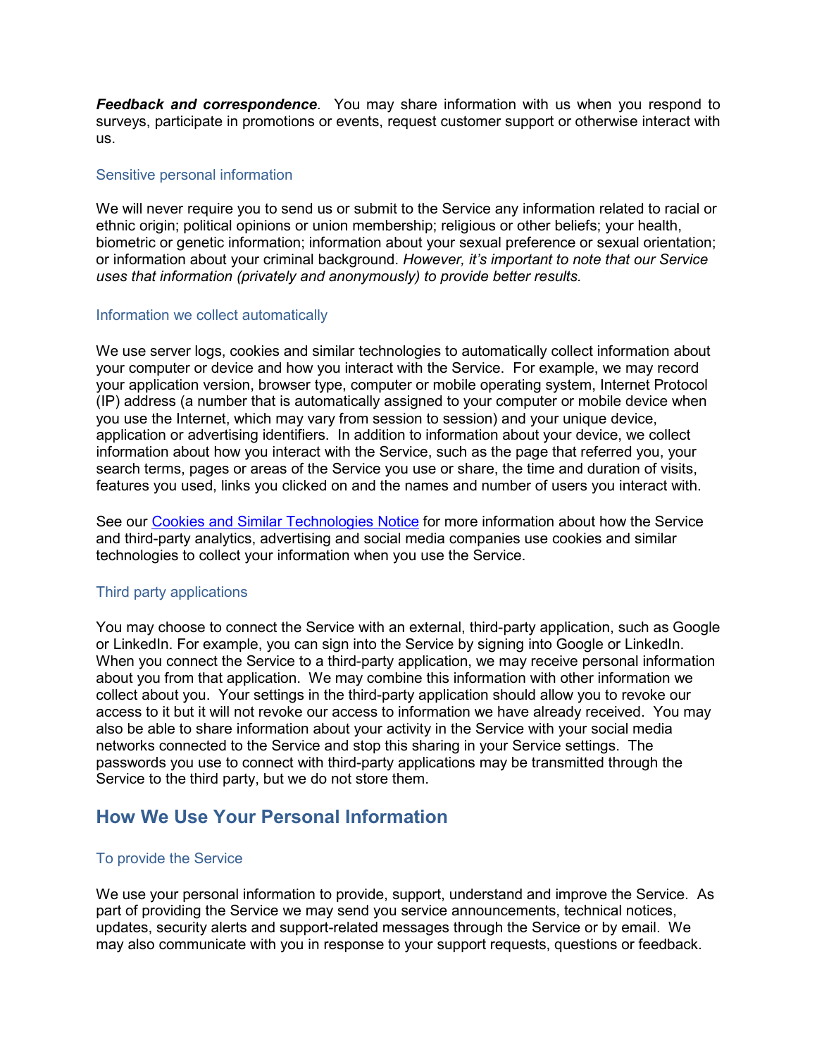***Feedback and correspondence***. You may share information with us when you respond to surveys, participate in promotions or events, request customer support or otherwise interact with us.

### Sensitive personal information

We will never require you to send us or submit to the Service any information related to racial or ethnic origin; political opinions or union membership; religious or other beliefs; your health, biometric or genetic information; information about your sexual preference or sexual orientation; or information about your criminal background. *However, it's important to note that our Service uses that information (privately and anonymously) to provide better results.*

### Information we collect automatically

We use server logs, cookies and similar technologies to automatically collect information about your computer or device and how you interact with the Service. For example, we may record your application version, browser type, computer or mobile operating system, Internet Protocol (IP) address (a number that is automatically assigned to your computer or mobile device when you use the Internet, which may vary from session to session) and your unique device, application or advertising identifiers. In addition to information about your device, we collect information about how you interact with the Service, such as the page that referred you, your search terms, pages or areas of the Service you use or share, the time and duration of visits, features you used, links you clicked on and the names and number of users you interact with.

See our Cookies and Similar Technologies Notice for more information about how the Service and third-party analytics, advertising and social media companies use cookies and similar technologies to collect your information when you use the Service.

### Third party applications

You may choose to connect the Service with an external, third-party application, such as Google or LinkedIn. For example, you can sign into the Service by signing into Google or LinkedIn. When you connect the Service to a third-party application, we may receive personal information about you from that application. We may combine this information with other information we collect about you. Your settings in the third-party application should allow you to revoke our access to it but it will not revoke our access to information we have already received. You may also be able to share information about your activity in the Service with your social media networks connected to the Service and stop this sharing in your Service settings. The passwords you use to connect with third-party applications may be transmitted through the Service to the third party, but we do not store them.

## How We Use Your Personal Information

### To provide the Service

We use your personal information to provide, support, understand and improve the Service. As part of providing the Service we may send you service announcements, technical notices, updates, security alerts and support-related messages through the Service or by email. We may also communicate with you in response to your support requests, questions or feedback.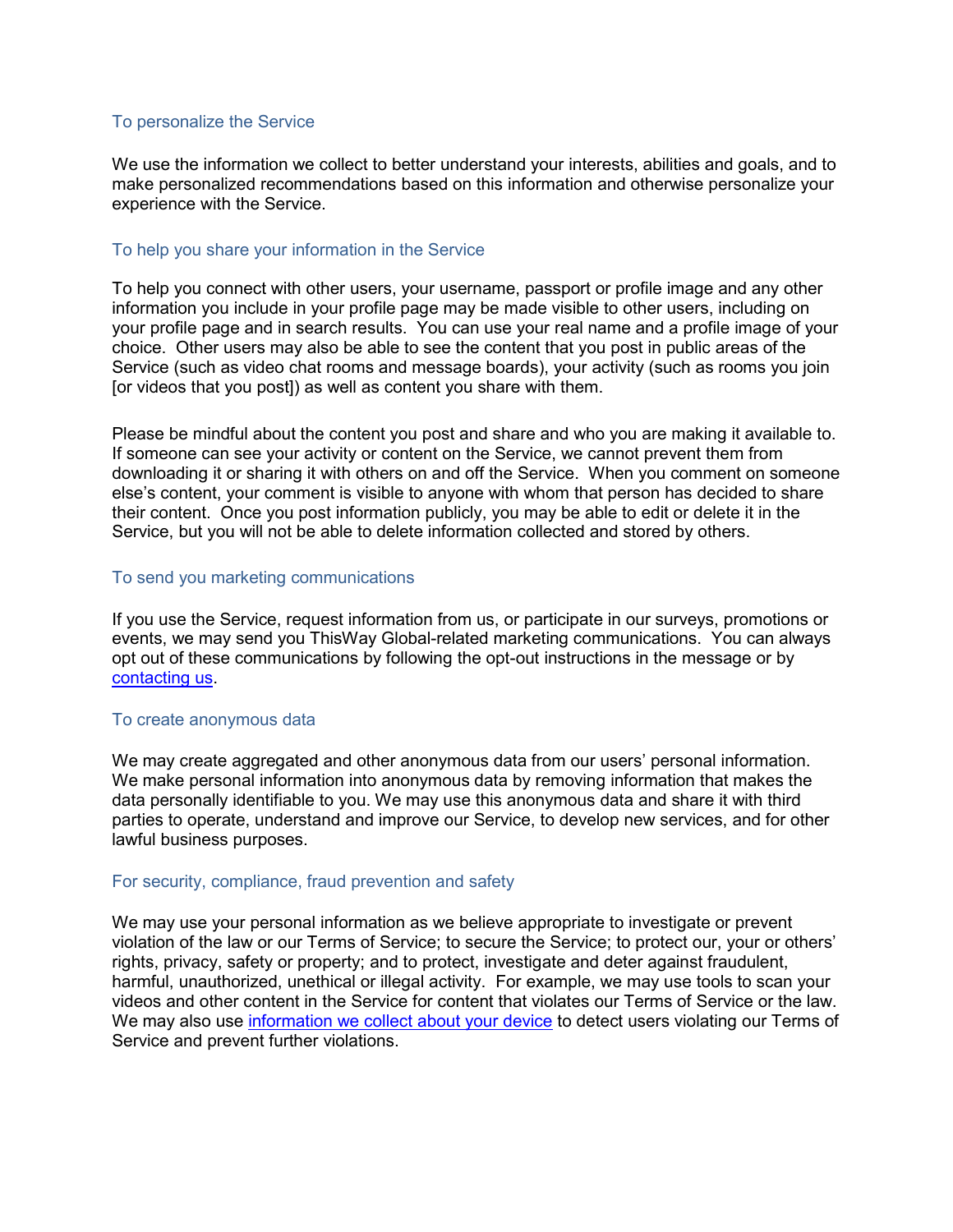### To personalize the Service

We use the information we collect to better understand your interests, abilities and goals, and to make personalized recommendations based on this information and otherwise personalize your experience with the Service.

### To help you share your information in the Service

To help you connect with other users, your username, passport or profile image and any other information you include in your profile page may be made visible to other users, including on your profile page and in search results. You can use your real name and a profile image of your choice. Other users may also be able to see the content that you post in public areas of the Service (such as video chat rooms and message boards), your activity (such as rooms you join [or videos that you post]) as well as content you share with them.

Please be mindful about the content you post and share and who you are making it available to. If someone can see your activity or content on the Service, we cannot prevent them from downloading it or sharing it with others on and off the Service. When you comment on someone else's content, your comment is visible to anyone with whom that person has decided to share their content. Once you post information publicly, you may be able to edit or delete it in the Service, but you will not be able to delete information collected and stored by others.

### To send you marketing communications

If you use the Service, request information from us, or participate in our surveys, promotions or events, we may send you ThisWay Global-related marketing communications. You can always opt out of these communications by following the opt-out instructions in the message or by [contacting us](#).

### To create anonymous data

We may create aggregated and other anonymous data from our users' personal information. We make personal information into anonymous data by removing information that makes the data personally identifiable to you. We may use this anonymous data and share it with third parties to operate, understand and improve our Service, to develop new services, and for other lawful business purposes.

### For security, compliance, fraud prevention and safety

We may use your personal information as we believe appropriate to investigate or prevent violation of the law or our Terms of Service; to secure the Service; to protect our, your or others' rights, privacy, safety or property; and to protect, investigate and deter against fraudulent, harmful, unauthorized, unethical or illegal activity. For example, we may use tools to scan your videos and other content in the Service for content that violates our Terms of Service or the law. We may also use [information we collect about your device](#) to detect users violating our Terms of Service and prevent further violations.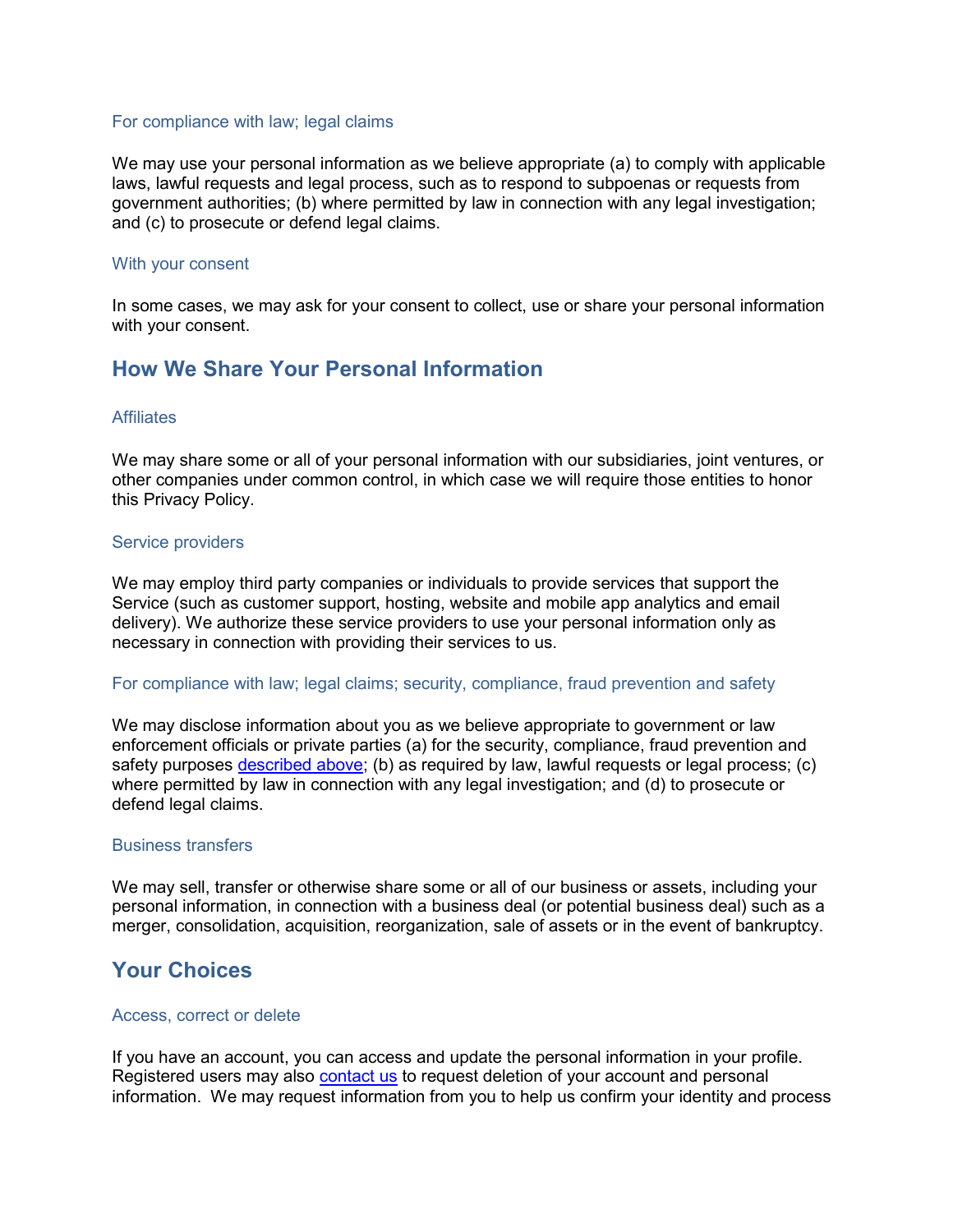### For compliance with law; legal claims

We may use your personal information as we believe appropriate (a) to comply with applicable laws, lawful requests and legal process, such as to respond to subpoenas or requests from government authorities; (b) where permitted by law in connection with any legal investigation; and (c) to prosecute or defend legal claims.

### With your consent

In some cases, we may ask for your consent to collect, use or share your personal information with your consent.

## How We Share Your Personal Information

### Affiliates

We may share some or all of your personal information with our subsidiaries, joint ventures, or other companies under common control, in which case we will require those entities to honor this Privacy Policy.

### Service providers

We may employ third party companies or individuals to provide services that support the Service (such as customer support, hosting, website and mobile app analytics and email delivery). We authorize these service providers to use your personal information only as necessary in connection with providing their services to us.

### For compliance with law; legal claims; security, compliance, fraud prevention and safety

We may disclose information about you as we believe appropriate to government or law enforcement officials or private parties (a) for the security, compliance, fraud prevention and safety purposes described above; (b) as required by law, lawful requests or legal process; (c) where permitted by law in connection with any legal investigation; and (d) to prosecute or defend legal claims.

### Business transfers

We may sell, transfer or otherwise share some or all of our business or assets, including your personal information, in connection with a business deal (or potential business deal) such as a merger, consolidation, acquisition, reorganization, sale of assets or in the event of bankruptcy.

## Your Choices

### Access, correct or delete

If you have an account, you can access and update the personal information in your profile. Registered users may also contact us to request deletion of your account and personal information. We may request information from you to help us confirm your identity and process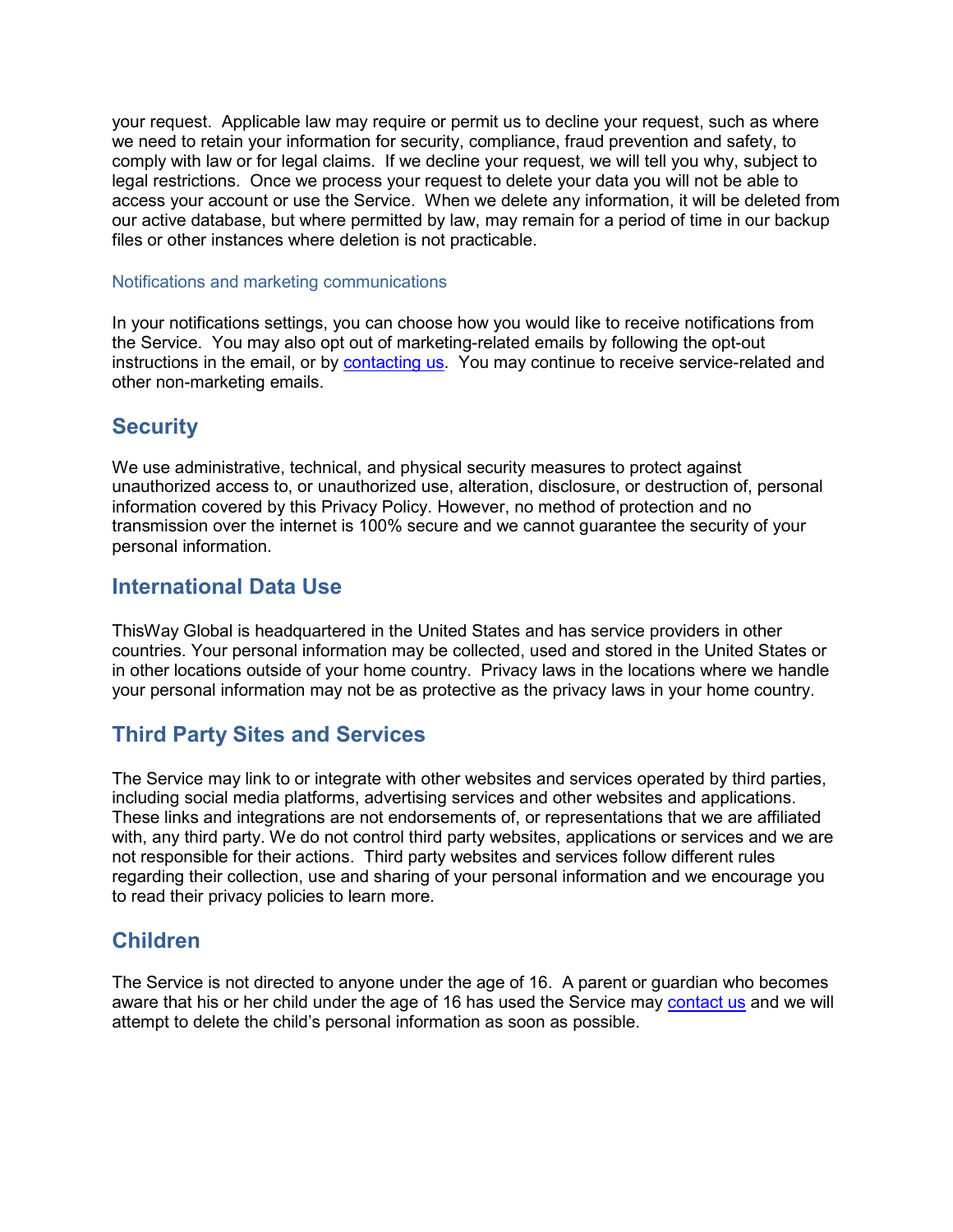your request. Applicable law may require or permit us to decline your request, such as where we need to retain your information for security, compliance, fraud prevention and safety, to comply with law or for legal claims. If we decline your request, we will tell you why, subject to legal restrictions. Once we process your request to delete your data you will not be able to access your account or use the Service. When we delete any information, it will be deleted from our active database, but where permitted by law, may remain for a period of time in our backup files or other instances where deletion is not practicable.

### Notifications and marketing communications

In your notifications settings, you can choose how you would like to receive notifications from the Service. You may also opt out of marketing-related emails by following the opt-out instructions in the email, or by contacting us. You may continue to receive service-related and other non-marketing emails.

## Security

We use administrative, technical, and physical security measures to protect against unauthorized access to, or unauthorized use, alteration, disclosure, or destruction of, personal information covered by this Privacy Policy. However, no method of protection and no transmission over the internet is 100% secure and we cannot guarantee the security of your personal information.

## International Data Use

ThisWay Global is headquartered in the United States and has service providers in other countries. Your personal information may be collected, used and stored in the United States or in other locations outside of your home country. Privacy laws in the locations where we handle your personal information may not be as protective as the privacy laws in your home country.

## Third Party Sites and Services

The Service may link to or integrate with other websites and services operated by third parties, including social media platforms, advertising services and other websites and applications. These links and integrations are not endorsements of, or representations that we are affiliated with, any third party. We do not control third party websites, applications or services and we are not responsible for their actions. Third party websites and services follow different rules regarding their collection, use and sharing of your personal information and we encourage you to read their privacy policies to learn more.

## Children

The Service is not directed to anyone under the age of 16. A parent or guardian who becomes aware that his or her child under the age of 16 has used the Service may contact us and we will attempt to delete the child's personal information as soon as possible.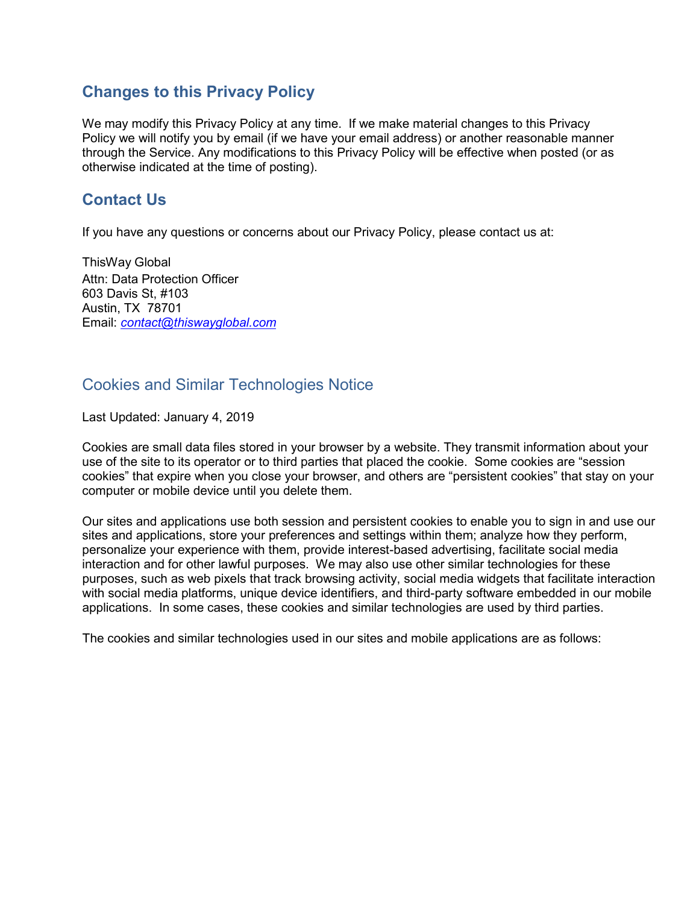## Changes to this Privacy Policy

We may modify this Privacy Policy at any time. If we make material changes to this Privacy Policy we will notify you by email (if we have your email address) or another reasonable manner through the Service. Any modifications to this Privacy Policy will be effective when posted (or as otherwise indicated at the time of posting).

## Contact Us

If you have any questions or concerns about our Privacy Policy, please contact us at:

ThisWay Global
Attn: Data Protection Officer
603 Davis St, #103
Austin, TX 78701
Email: *contact@thiswayglobal.com*

## Cookies and Similar Technologies Notice

Last Updated: January 4, 2019

Cookies are small data files stored in your browser by a website. They transmit information about your use of the site to its operator or to third parties that placed the cookie. Some cookies are "session cookies" that expire when you close your browser, and others are "persistent cookies" that stay on your computer or mobile device until you delete them.

Our sites and applications use both session and persistent cookies to enable you to sign in and use our sites and applications, store your preferences and settings within them; analyze how they perform, personalize your experience with them, provide interest-based advertising, facilitate social media interaction and for other lawful purposes. We may also use other similar technologies for these purposes, such as web pixels that track browsing activity, social media widgets that facilitate interaction with social media platforms, unique device identifiers, and third-party software embedded in our mobile applications. In some cases, these cookies and similar technologies are used by third parties.

The cookies and similar technologies used in our sites and mobile applications are as follows: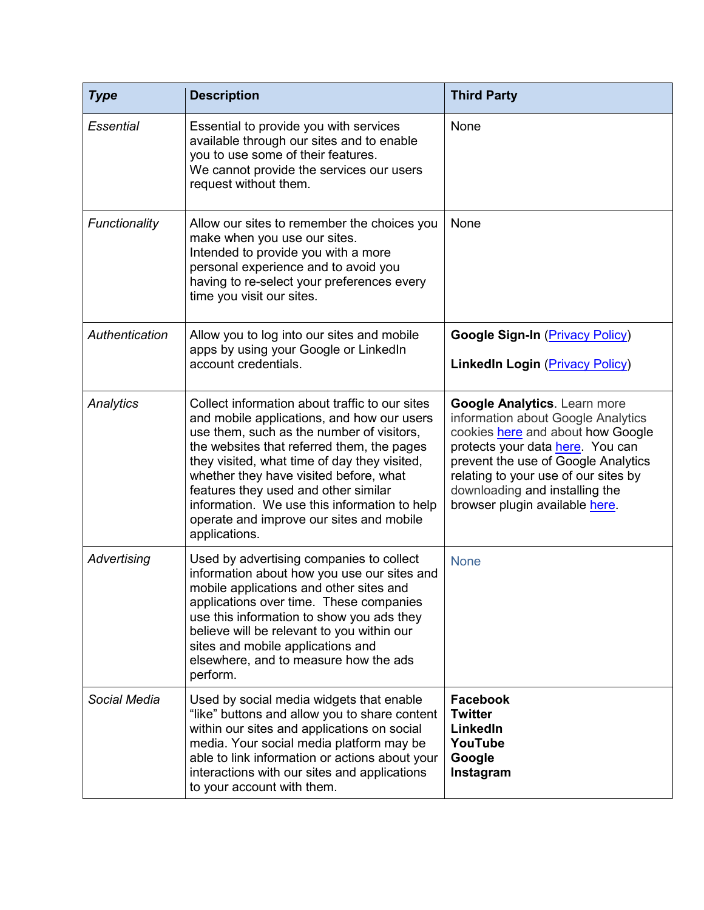| *Type* | Description | Third Party |
|---|---|---|
| *Essential* | Essential to provide you with services available through our sites and to enable you to use some of their features. We cannot provide the services our users request without them. | None |
| *Functionality* | Allow our sites to remember the choices you make when you use our sites. Intended to provide you with a more personal experience and to avoid you having to re-select your preferences every time you visit our sites. | None |
| *Authentication* | Allow you to log into our sites and mobile apps by using your Google or LinkedIn account credentials. | **Google Sign-In** (Privacy Policy)<br><br>**LinkedIn Login** (Privacy Policy) |
| *Analytics* | Collect information about traffic to our sites and mobile applications, and how our users use them, such as the number of visitors, the websites that referred them, the pages they visited, what time of day they visited, whether they have visited before, what features they used and other similar information. We use this information to help operate and improve our sites and mobile applications. | **Google Analytics**. Learn more information about Google Analytics cookies here and about how Google protects your data here. You can prevent the use of Google Analytics relating to your use of our sites by downloading and installing the browser plugin available here. |
| *Advertising* | Used by advertising companies to collect information about how you use our sites and mobile applications and other sites and applications over time. These companies use this information to show you ads they believe will be relevant to you within our sites and mobile applications and elsewhere, and to measure how the ads perform. | None |
| *Social Media* | Used by social media widgets that enable "like" buttons and allow you to share content within our sites and applications on social media. Your social media platform may be able to link information or actions about your interactions with our sites and applications to your account with them. | **Facebook**<br>**Twitter**<br>**LinkedIn**<br>**YouTube**<br>**Google**<br>**Instagram** |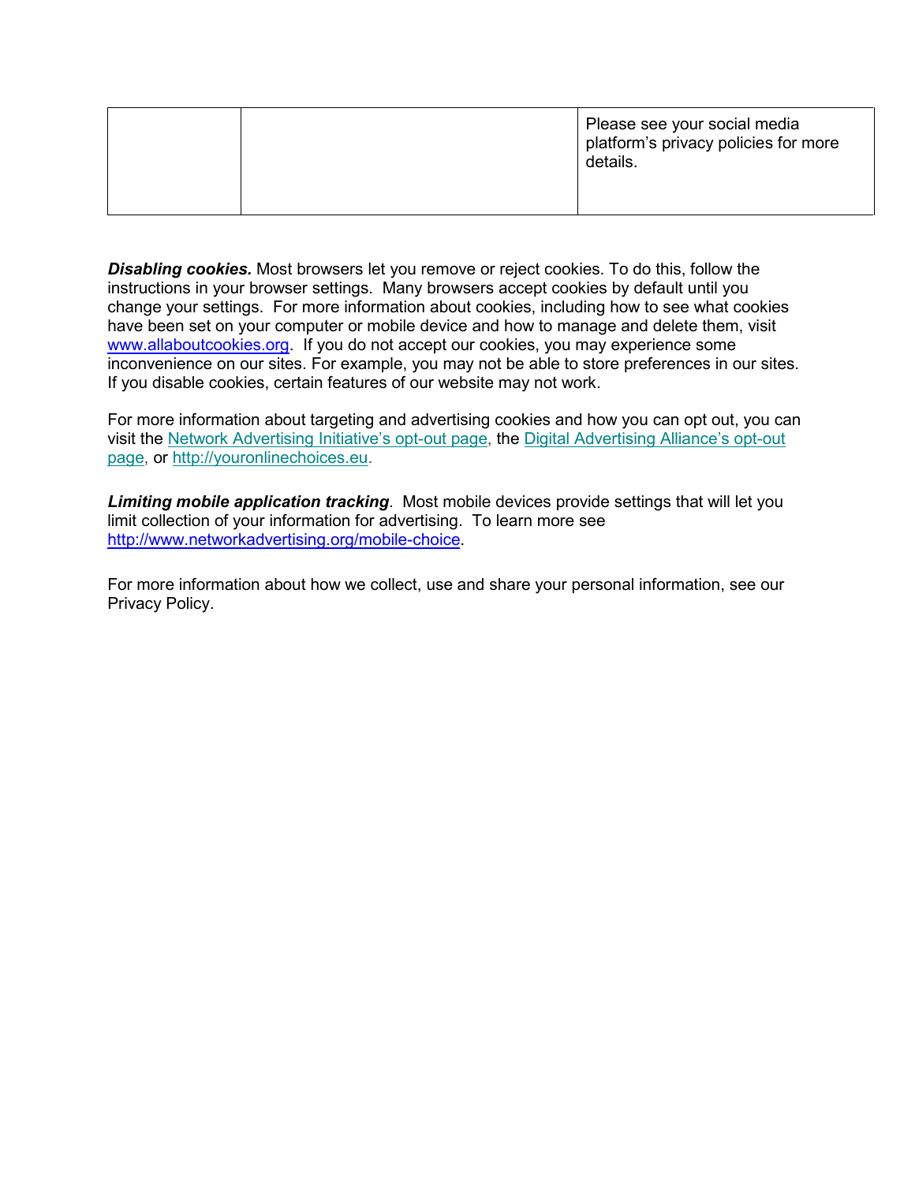| | | |
|---|---|---|
| | | Please see your social media platform's privacy policies for more details. |

***Disabling cookies.*** Most browsers let you remove or reject cookies. To do this, follow the instructions in your browser settings. Many browsers accept cookies by default until you change your settings. For more information about cookies, including how to see what cookies have been set on your computer or mobile device and how to manage and delete them, visit [www.allaboutcookies.org](http://www.allaboutcookies.org). If you do not accept our cookies, you may experience some inconvenience on our sites. For example, you may not be able to store preferences in our sites. If you disable cookies, certain features of our website may not work.

For more information about targeting and advertising cookies and how you can opt out, you can visit the Network Advertising Initiative's opt-out page, the Digital Advertising Alliance's opt-out page, or http://youronlinechoices.eu.

***Limiting mobile application tracking***. Most mobile devices provide settings that will let you limit collection of your information for advertising. To learn more see http://www.networkadvertising.org/mobile-choice.

For more information about how we collect, use and share your personal information, see our Privacy Policy.